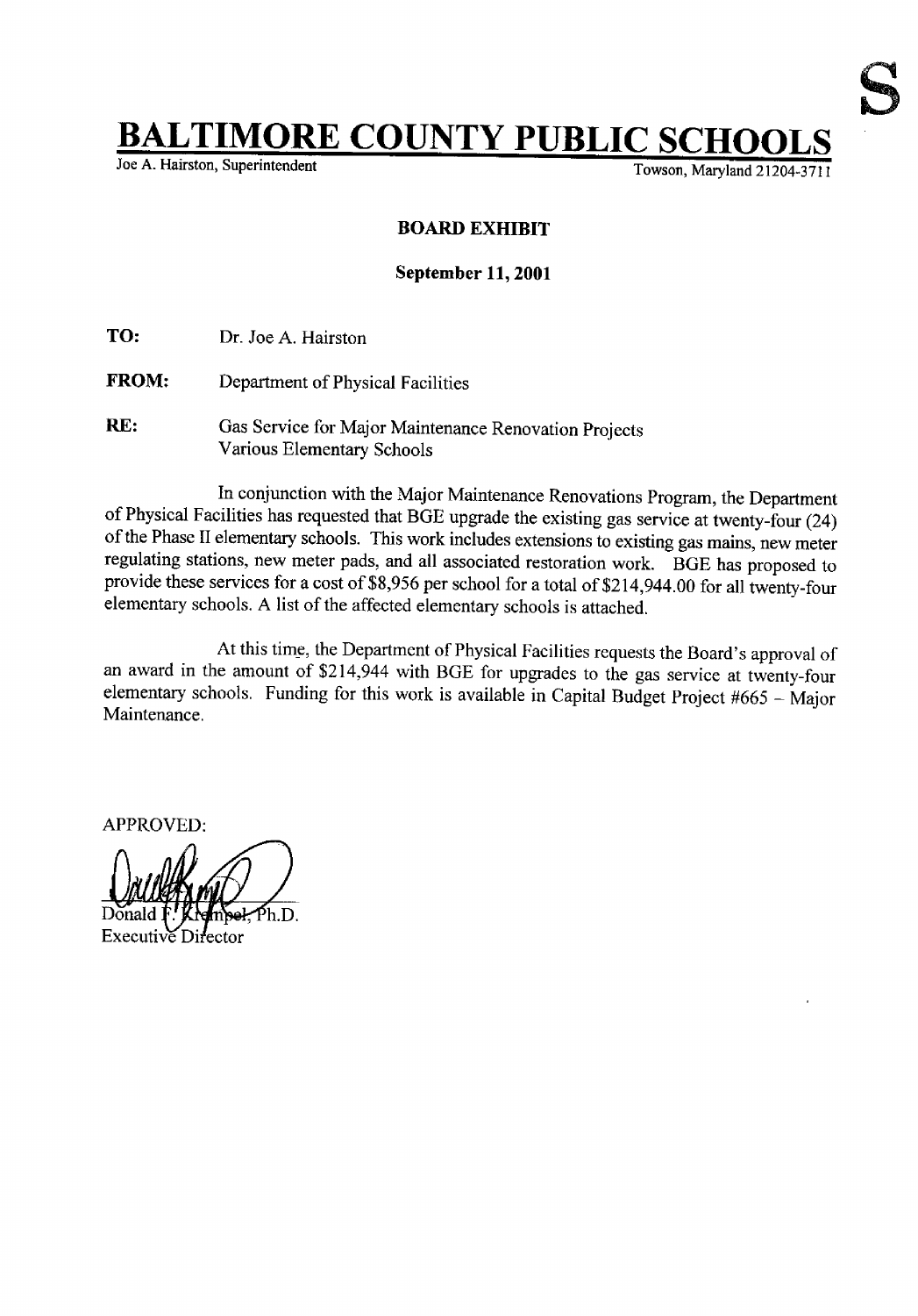S

# BALTIMORE COUNTY PUBLIC SCHOOLS

Joe A. Hairston, Superintendent

Towson, Maryland 21204-3711

**BOARD EXHIBIT**

**September 11, 2001**

**TO:** Dr. Joe A. Hairston

**FROM:** Department of Physical Facilities

**RE:** Gas Service for Major Maintenance Renovation Projects
Various Elementary Schools

In conjunction with the Major Maintenance Renovations Program, the Department of Physical Facilities has requested that BGE upgrade the existing gas service at twenty-four (24) of the Phase II elementary schools. This work includes extensions to existing gas mains, new meter regulating stations, new meter pads, and all associated restoration work. BGE has proposed to provide these services for a cost of $8,956 per school for a total of $214,944.00 for all twenty-four elementary schools. A list of the affected elementary schools is attached.

At this time, the Department of Physical Facilities requests the Board's approval of an award in the amount of $214,944 with BGE for upgrades to the gas service at twenty-four elementary schools. Funding for this work is available in Capital Budget Project #665 – Major Maintenance.

APPROVED:

Donald F. Krempel, Ph.D.
Executive Director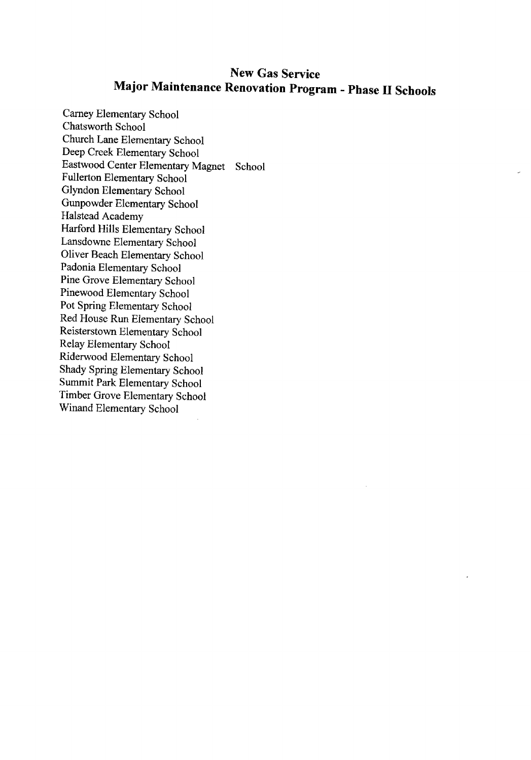# New Gas Service
## Major Maintenance Renovation Program - Phase II Schools

Carney Elementary School
Chatsworth School
Church Lane Elementary School
Deep Creek Elementary School
Eastwood Center Elementary Magnet School
Fullerton Elementary School
Glyndon Elementary School
Gunpowder Elementary School
Halstead Academy
Harford Hills Elementary School
Lansdowne Elementary School
Oliver Beach Elementary School
Padonia Elementary School
Pine Grove Elementary School
Pinewood Elementary School
Pot Spring Elementary School
Red House Run Elementary School
Reisterstown Elementary School
Relay Elementary School
Riderwood Elementary School
Shady Spring Elementary School
Summit Park Elementary School
Timber Grove Elementary School
Winand Elementary School